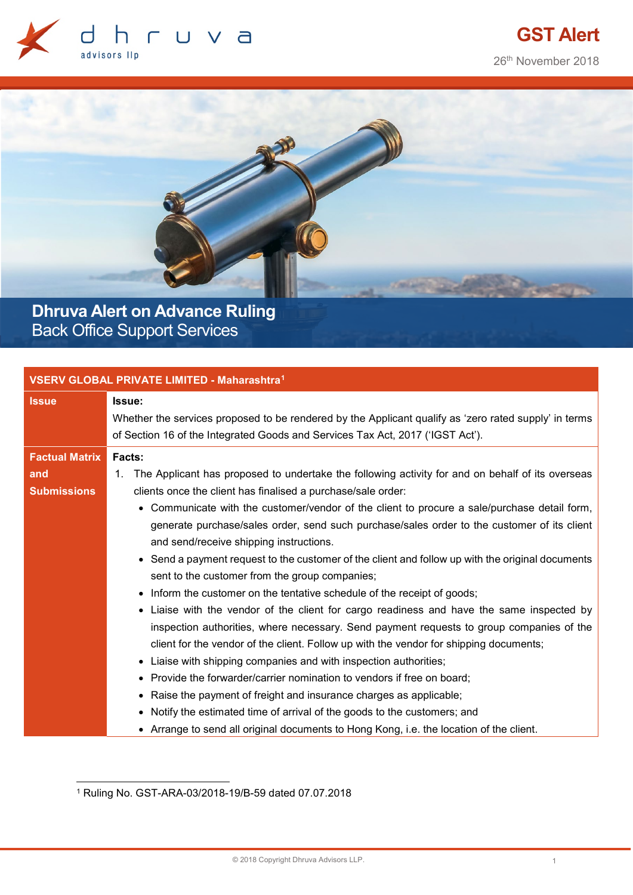dhruva advisors llp

# GST Alert

26th November 2018

## Dhruva Alert on Advance Ruling

### Back Office Support Services

| VSERV GLOBAL PRIVATE LIMITED - Maharashtra[1] | |
|---|---|
| **Issue** | **Issue:**<br>Whether the services proposed to be rendered by the Applicant qualify as 'zero rated supply' in terms of Section 16 of the Integrated Goods and Services Tax Act, 2017 ('IGST Act'). |
| **Factual Matrix and Submissions** | **Facts:**<br>1. The Applicant has proposed to undertake the following activity for and on behalf of its overseas clients once the client has finalised a purchase/sale order:<br>• Communicate with the customer/vendor of the client to procure a sale/purchase detail form, generate purchase/sales order, send such purchase/sales order to the customer of its client and send/receive shipping instructions.<br>• Send a payment request to the customer of the client and follow up with the original documents sent to the customer from the group companies;<br>• Inform the customer on the tentative schedule of the receipt of goods;<br>• Liaise with the vendor of the client for cargo readiness and have the same inspected by inspection authorities, where necessary. Send payment requests to group companies of the client for the vendor of the client. Follow up with the vendor for shipping documents;<br>• Liaise with shipping companies and with inspection authorities;<br>• Provide the forwarder/carrier nomination to vendors if free on board;<br>• Raise the payment of freight and insurance charges as applicable;<br>• Notify the estimated time of arrival of the goods to the customers; and<br>• Arrange to send all original documents to Hong Kong, i.e. the location of the client. |

[1] Ruling No. GST-ARA-03/2018-19/B-59 dated 07.07.2018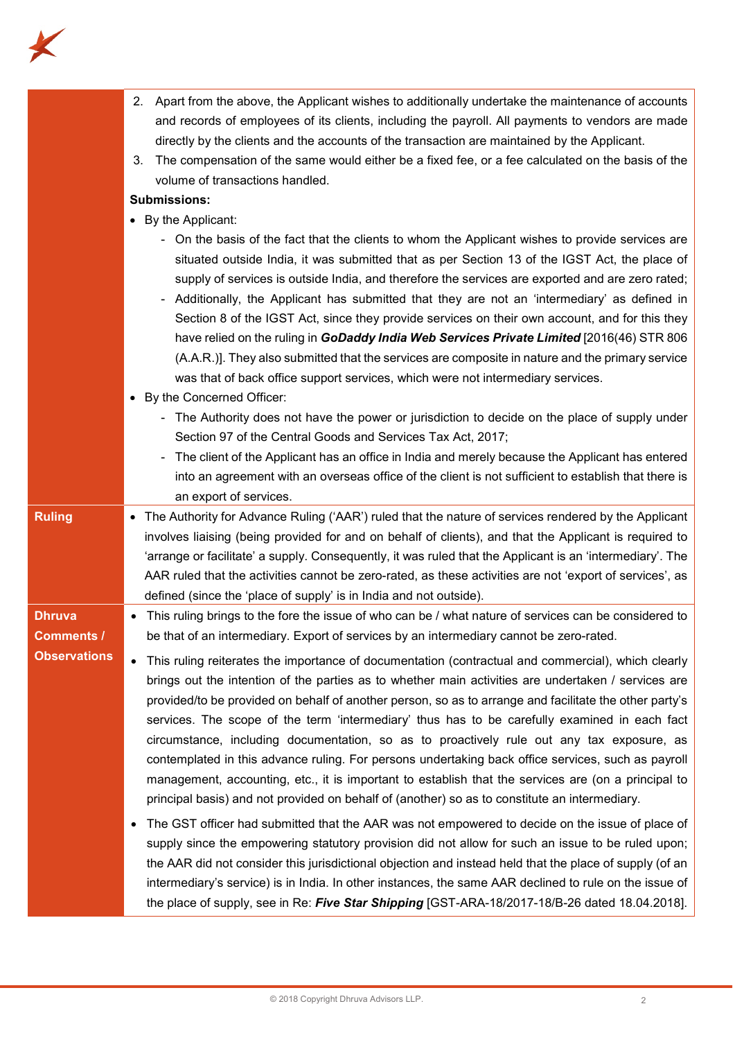| | |
|---|---|
| | 2. Apart from the above, the Applicant wishes to additionally undertake the maintenance of accounts and records of employees of its clients, including the payroll. All payments to vendors are made directly by the clients and the accounts of the transaction are maintained by the Applicant.<br>3. The compensation of the same would either be a fixed fee, or a fee calculated on the basis of the volume of transactions handled.<br>**Submissions:**<br>• By the Applicant:<br>- On the basis of the fact that the clients to whom the Applicant wishes to provide services are situated outside India, it was submitted that as per Section 13 of the IGST Act, the place of supply of services is outside India, and therefore the services are exported and are zero rated;<br>- Additionally, the Applicant has submitted that they are not an 'intermediary' as defined in Section 8 of the IGST Act, since they provide services on their own account, and for this they have relied on the ruling in ***GoDaddy India Web Services Private Limited*** [2016(46) STR 806 (A.A.R.)]. They also submitted that the services are composite in nature and the primary service was that of back office support services, which were not intermediary services.<br>• By the Concerned Officer:<br>- The Authority does not have the power or jurisdiction to decide on the place of supply under Section 97 of the Central Goods and Services Tax Act, 2017;<br>- The client of the Applicant has an office in India and merely because the Applicant has entered into an agreement with an overseas office of the client is not sufficient to establish that there is an export of services. |
| **Ruling** | • The Authority for Advance Ruling ('AAR') ruled that the nature of services rendered by the Applicant involves liaising (being provided for and on behalf of clients), and that the Applicant is required to 'arrange or facilitate' a supply. Consequently, it was ruled that the Applicant is an 'intermediary'. The AAR ruled that the activities cannot be zero-rated, as these activities are not 'export of services', as defined (since the 'place of supply' is in India and not outside). |
| **Dhruva Comments / Observations** | • This ruling brings to the fore the issue of who can be / what nature of services can be considered to be that of an intermediary. Export of services by an intermediary cannot be zero-rated.<br>• This ruling reiterates the importance of documentation (contractual and commercial), which clearly brings out the intention of the parties as to whether main activities are undertaken / services are provided/to be provided on behalf of another person, so as to arrange and facilitate the other party's services. The scope of the term 'intermediary' thus has to be carefully examined in each fact circumstance, including documentation, so as to proactively rule out any tax exposure, as contemplated in this advance ruling. For persons undertaking back office services, such as payroll management, accounting, etc., it is important to establish that the services are (on a principal to principal basis) and not provided on behalf of (another) so as to constitute an intermediary.<br>• The GST officer had submitted that the AAR was not empowered to decide on the issue of place of supply since the empowering statutory provision did not allow for such an issue to be ruled upon; the AAR did not consider this jurisdictional objection and instead held that the place of supply (of an intermediary's service) is in India. In other instances, the same AAR declined to rule on the issue of the place of supply, see in Re: ***Five Star Shipping*** [GST-ARA-18/2017-18/B-26 dated 18.04.2018]. |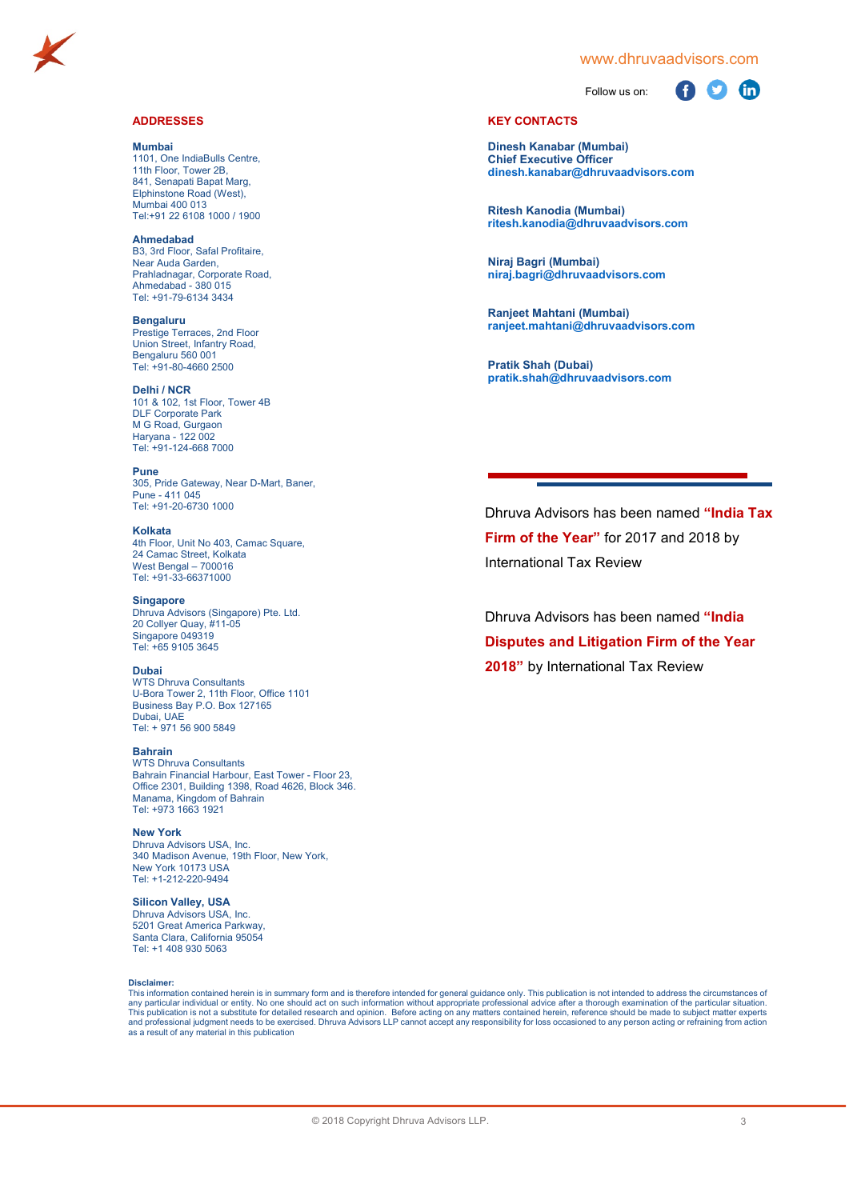www.dhruvaadvisors.com

Follow us on:

## ADDRESSES

**Mumbai**
1101, One IndiaBulls Centre,
11th Floor, Tower 2B,
841, Senapati Bapat Marg,
Elphinstone Road (West),
Mumbai 400 013
Tel:+91 22 6108 1000 / 1900

**Ahmedabad**
B3, 3rd Floor, Safal Profitaire,
Near Auda Garden,
Prahladnagar, Corporate Road,
Ahmedabad - 380 015
Tel: +91-79-6134 3434

**Bengaluru**
Prestige Terraces, 2nd Floor
Union Street, Infantry Road,
Bengaluru 560 001
Tel: +91-80-4660 2500

**Delhi / NCR**
101 & 102, 1st Floor, Tower 4B
DLF Corporate Park
M G Road, Gurgaon
Haryana - 122 002
Tel: +91-124-668 7000

**Pune**
305, Pride Gateway, Near D-Mart, Baner,
Pune - 411 045
Tel: +91-20-6730 1000

**Kolkata**
4th Floor, Unit No 403, Camac Square,
24 Camac Street, Kolkata
West Bengal – 700016
Tel: +91-33-66371000

**Singapore**
Dhruva Advisors (Singapore) Pte. Ltd.
20 Collyer Quay, #11-05
Singapore 049319
Tel: +65 9105 3645

**Dubai**
WTS Dhruva Consultants
U-Bora Tower 2, 11th Floor, Office 1101
Business Bay P.O. Box 127165
Dubai, UAE
Tel: + 971 56 900 5849

**Bahrain**
WTS Dhruva Consultants
Bahrain Financial Harbour, East Tower - Floor 23,
Office 2301, Building 1398, Road 4626, Block 346.
Manama, Kingdom of Bahrain
Tel: +973 1663 1921

**New York**
Dhruva Advisors USA, Inc.
340 Madison Avenue, 19th Floor, New York,
New York 10173 USA
Tel: +1-212-220-9494

**Silicon Valley, USA**
Dhruva Advisors USA, Inc.
5201 Great America Parkway,
Santa Clara, California 95054
Tel: +1 408 930 5063

## KEY CONTACTS

**Dinesh Kanabar (Mumbai)**
**Chief Executive Officer**
**dinesh.kanabar@dhruvaadvisors.com**

**Ritesh Kanodia (Mumbai)**
**ritesh.kanodia@dhruvaadvisors.com**

**Niraj Bagri (Mumbai)**
**niraj.bagri@dhruvaadvisors.com**

**Ranjeet Mahtani (Mumbai)**
**ranjeet.mahtani@dhruvaadvisors.com**

**Pratik Shah (Dubai)**
**pratik.shah@dhruvaadvisors.com**

Dhruva Advisors has been named **"India Tax Firm of the Year"** for 2017 and 2018 by International Tax Review

Dhruva Advisors has been named **"India Disputes and Litigation Firm of the Year 2018"** by International Tax Review

**Disclaimer:**
This information contained herein is in summary form and is therefore intended for general guidance only. This publication is not intended to address the circumstances of any particular individual or entity. No one should act on such information without appropriate professional advice after a thorough examination of the particular situation. This publication is not a substitute for detailed research and opinion. Before acting on any matters contained herein, reference should be made to subject matter experts and professional judgment needs to be exercised. Dhruva Advisors LLP cannot accept any responsibility for loss occasioned to any person acting or refraining from action as a result of any material in this publication

© 2018 Copyright Dhruva Advisors LLP.